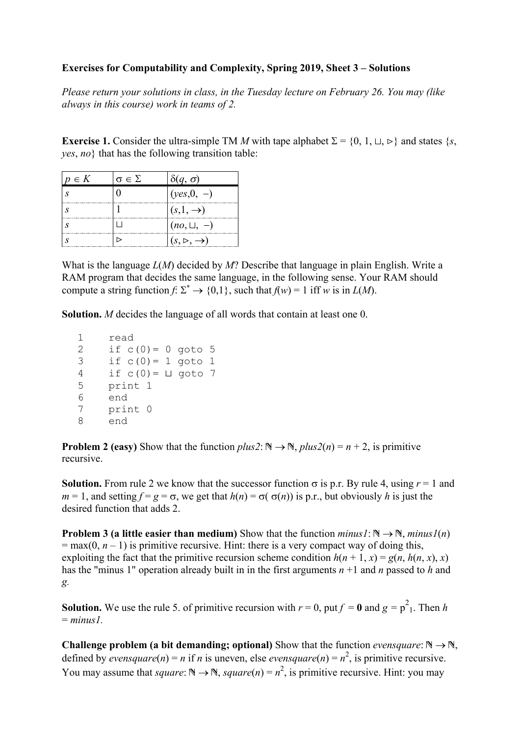**Exercises for Computability and Complexity, Spring 2019, Sheet 3 – Solutions**

*Please return your solutions in class, in the Tuesday lecture on February 26. You may (like always in this course) work in teams of 2.*

**Exercise 1.** Consider the ultra-simple TM $M$ with tape alphabet $\Sigma = \{0, 1, \sqcup, \triangleright\}$ and states $\{s, yes, no\}$ that has the following transition table:

| $p \in K$ | $\sigma \in \Sigma$ | $\delta(q, \sigma)$ |
|---|---|---|
| $s$ | 0 | $(yes, 0, -)$ |
| $s$ | 1 | $(s, 1, \rightarrow)$ |
| $s$ | $\sqcup$ | $(no, \sqcup, -)$ |
| $s$ | $\triangleright$ | $(s, \triangleright, \rightarrow)$ |

What is the language $L(M)$ decided by $M$? Describe that language in plain English. Write a RAM program that decides the same language, in the following sense. Your RAM should compute a string function $f: \Sigma^* \rightarrow \{0,1\}$, such that $f(w) = 1$ iff $w$ is in $L(M)$.

**Solution.** $M$ decides the language of all words that contain at least one 0.

```
1    read
2    if c(0)= 0 goto 5
3    if c(0)= 1 goto 1
4    if c(0)= ⊔ goto 7
5    print 1
6    end
7    print 0
8    end
```

**Problem 2 (easy)** Show that the function $plus2$: $\mathbb{N} \rightarrow \mathbb{N}$, $plus2(n) = n + 2$, is primitive recursive.

**Solution.** From rule 2 we know that the successor function $\sigma$ is p.r. By rule 4, using $r = 1$ and $m = 1$, and setting $f = g = \sigma$, we get that $h(n) = \sigma(\sigma(n))$ is p.r., but obviously $h$ is just the desired function that adds 2.

**Problem 3 (a little easier than medium)** Show that the function $minus1$: $\mathbb{N} \rightarrow \mathbb{N}$, $minus1(n) = \max(0, n - 1)$ is primitive recursive. Hint: there is a very compact way of doing this, exploiting the fact that the primitive recursion scheme condition $h(n + 1, x) = g(n, h(n, x), x)$ has the "minus 1" operation already built in in the first arguments $n + 1$ and $n$ passed to $h$ and $g$.

**Solution.** We use the rule 5. of primitive recursion with $r = 0$, put $f = \mathbf{0}$ and $g = p^2{}_1$. Then $h = minus1$.

**Challenge problem (a bit demanding; optional)** Show that the function $evensquare$: $\mathbb{N} \rightarrow \mathbb{N}$, defined by $evensquare(n) = n$ if $n$ is uneven, else $evensquare(n) = n^2$, is primitive recursive. You may assume that $square$: $\mathbb{N} \rightarrow \mathbb{N}$, $square(n) = n^2$, is primitive recursive. Hint: you may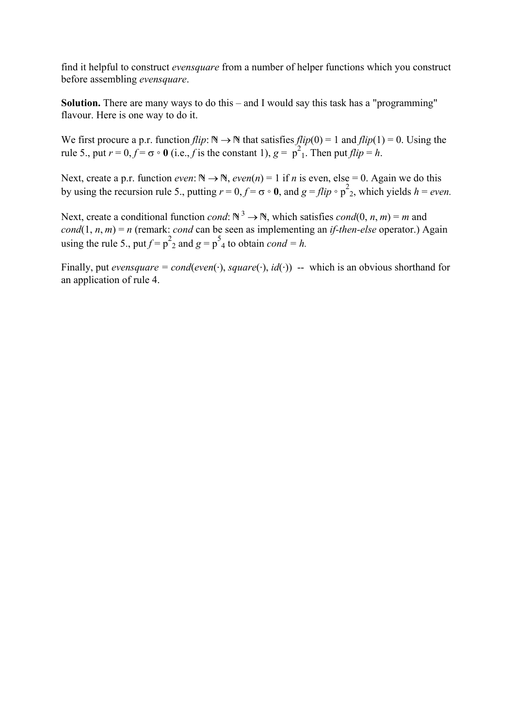find it helpful to construct *evensquare* from a number of helper functions which you construct before assembling *evensquare*.

**Solution.** There are many ways to do this – and I would say this task has a "programming" flavour. Here is one way to do it.

We first procure a p.r. function *flip*: $\mathbb{N} \rightarrow \mathbb{N}$ that satisfies *flip*(0) = 1 and *flip*(1) = 0. Using the rule 5., put $r = 0$, $f = \sigma \circ \mathbf{0}$ (i.e., $f$ is the constant 1), $g = p^2_1$. Then put *flip* = $h$.

Next, create a p.r. function *even*: $\mathbb{N} \rightarrow \mathbb{N}$, *even*($n$) = 1 if $n$ is even, else = 0. Again we do this by using the recursion rule 5., putting $r = 0$, $f = \sigma \circ \mathbf{0}$, and $g = \mathit{flip} \circ p^2_2$, which yields $h$ = *even.*

Next, create a conditional function *cond*: $\mathbb{N}^3 \rightarrow \mathbb{N}$, which satisfies *cond*(0, $n$, $m$) = $m$ and *cond*(1, $n$, $m$) = $n$ (remark: *cond* can be seen as implementing an *if-then-else* operator.) Again using the rule 5., put $f = p^2_2$ and $g = p^5_4$ to obtain *cond* = $h$.

Finally, put *evensquare* = *cond*(*even*(·), *square*(·), *id*(·)) -- which is an obvious shorthand for an application of rule 4.